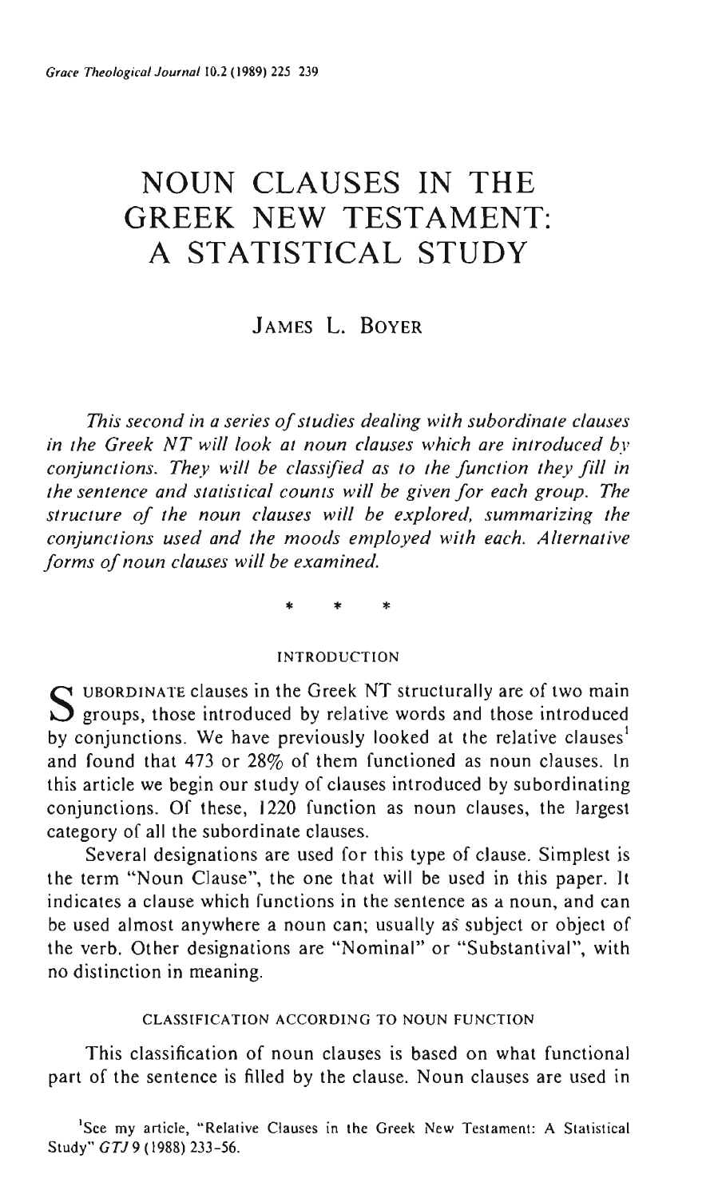# NOUN CLAUSES IN THE GREEK NEW TESTAMENT: A STATISTICAL STUDY

## JAMES L. BOYER

*This second in a series of studies dealing with subordinate clauses in the Greek NT will look at noun clauses which are introduced by conjunctions. They will be classified as to the function they fill in the sentence and statistical counts will be given for each group. The structure of the noun clauses will be explored, summarizing the conjunctions used and the moods employed with each. Alternative forms of noun clauses will be examined.*

\* \* \*

### INTRODUCTION

SUBORDINATE clauses in the Greek NT structurally are of two main groups, those introduced by relative words and those introduced by conjunctions. We have previously looked at the relative clauses[1] and found that 473 or 28% of them functioned as noun clauses. In this article we begin our study of clauses introduced by subordinating conjunctions. Of these, 1220 function as noun clauses, the largest category of all the subordinate clauses.

Several designations are used for this type of clause. Simplest is the term "Noun Clause", the one that will be used in this paper. It indicates a clause which functions in the sentence as a noun, and can be used almost anywhere a noun can; usually as subject or object of the verb. Other designations are "Nominal" or "Substantival", with no distinction in meaning.

### CLASSIFICATION ACCORDING TO NOUN FUNCTION

This classification of noun clauses is based on what functional part of the sentence is filled by the clause. Noun clauses are used in

[1] See my article, "Relative Clauses in the Greek New Testament: A Statistical Study" *GTJ* 9 (1988) 233-56.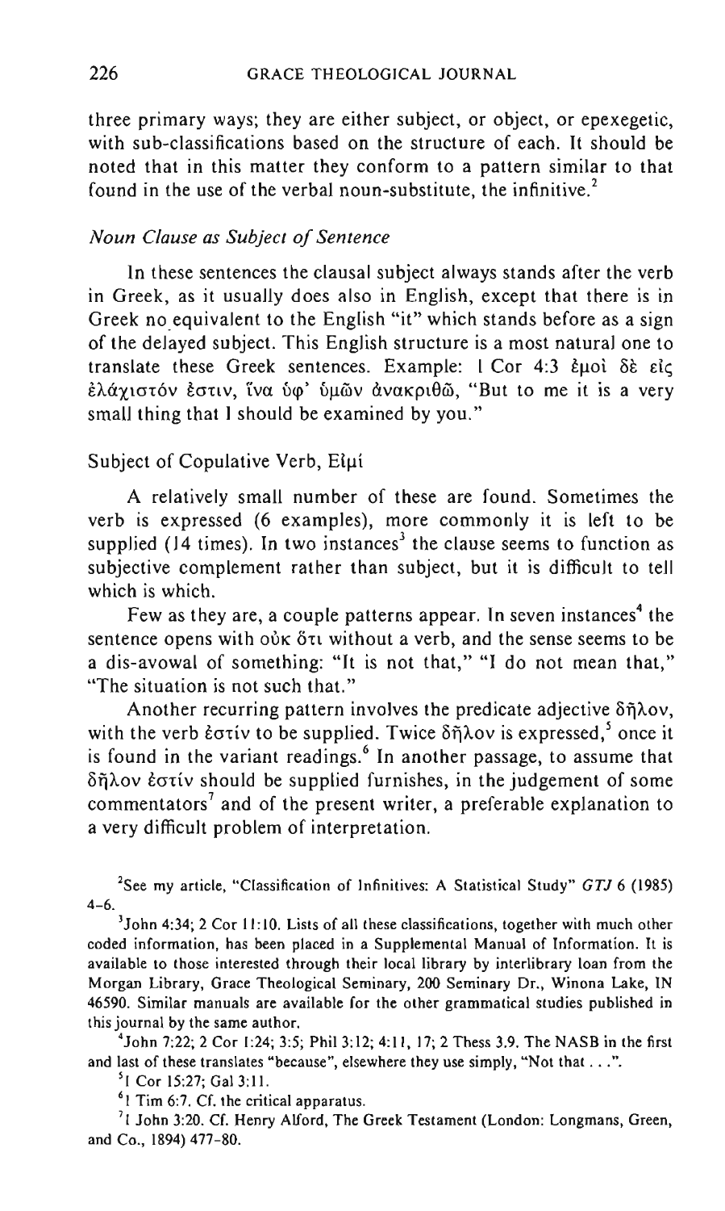three primary ways; they are either subject, or object, or epexegetic, with sub-classifications based on the structure of each. It should be noted that in this matter they conform to a pattern similar to that found in the use of the verbal noun-substitute, the infinitive.[2]

### *Noun Clause as Subject of Sentence*

In these sentences the clausal subject always stands after the verb in Greek, as it usually does also in English, except that there is in Greek no equivalent to the English "it" which stands before as a sign of the delayed subject. This English structure is a most natural one to translate these Greek sentences. Example: 1 Cor 4:3 ἐμοὶ δὲ εἰς ἐλάχιστόν ἐστιν, ἵνα ὑφ' ὑμῶν ἀνακριθῶ, "But to me it is a very small thing that I should be examined by you."

#### Subject of Copulative Verb, Εἰμί

A relatively small number of these are found. Sometimes the verb is expressed (6 examples), more commonly it is left to be supplied (14 times). In two instances[3] the clause seems to function as subjective complement rather than subject, but it is difficult to tell which is which.

Few as they are, a couple patterns appear. In seven instances[4] the sentence opens with οὐκ ὅτι without a verb, and the sense seems to be a dis-avowal of something: "It is not that," "I do not mean that," "The situation is not such that."

Another recurring pattern involves the predicate adjective δῆλον, with the verb ἐστίν to be supplied. Twice δῆλον is expressed,[5] once it is found in the variant readings.[6] In another passage, to assume that δῆλον ἐστίν should be supplied furnishes, in the judgement of some commentators[7] and of the present writer, a preferable explanation to a very difficult problem of interpretation.

---

[2]See my article, "Classification of Infinitives: A Statistical Study" *GTJ* 6 (1985) 4–6.

[3]John 4:34; 2 Cor 11:10. Lists of all these classifications, together with much other coded information, has been placed in a Supplemental Manual of Information. It is available to those interested through their local library by interlibrary loan from the Morgan Library, Grace Theological Seminary, 200 Seminary Dr., Winona Lake, IN 46590. Similar manuals are available for the other grammatical studies published in this journal by the same author.

[4]John 7:22; 2 Cor 1:24; 3:5; Phil 3:12; 4:11, 17; 2 Thess 3.9. The NASB in the first and last of these translates "because", elsewhere they use simply, "Not that . . .".

[5]1 Cor 15:27; Gal 3:11.

[6]1 Tim 6:7. Cf. the critical apparatus.

[7]1 John 3:20. Cf. Henry Alford, The Greek Testament (London: Longmans, Green, and Co., 1894) 477–80.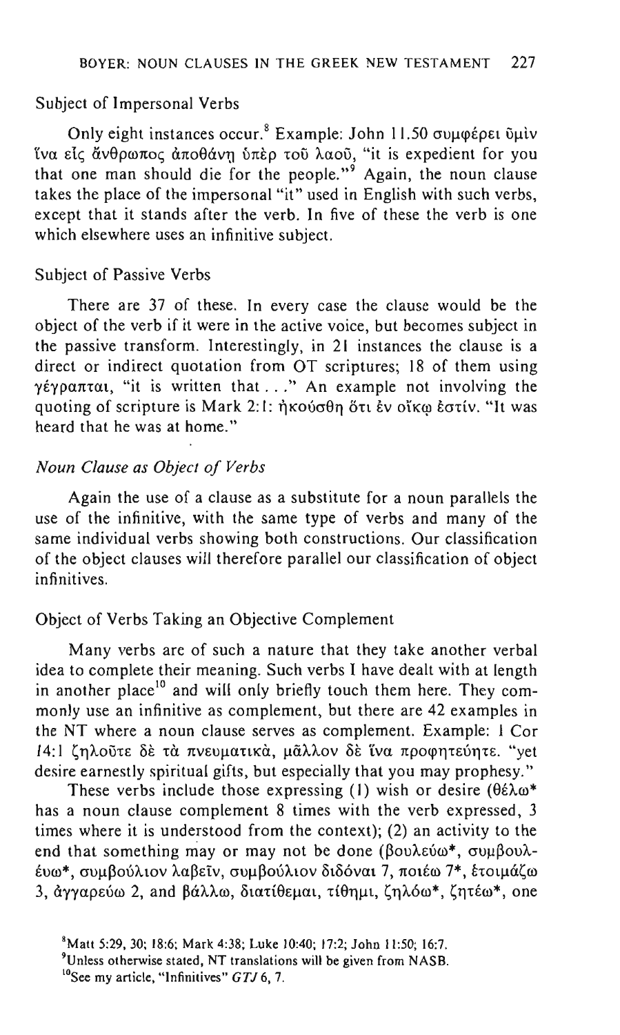Subject of Impersonal Verbs

Only eight instances occur.[8] Example: John 11.50 συμφέρει ὑμῖν ἵνα εἷς ἄνθρωπος ἀποθάνῃ ὑπὲρ τοῦ λαοῦ, "it is expedient for you that one man should die for the people."[9] Again, the noun clause takes the place of the impersonal "it" used in English with such verbs, except that it stands after the verb. In five of these the verb is one which elsewhere uses an infinitive subject.

Subject of Passive Verbs

There are 37 of these. In every case the clause would be the object of the verb if it were in the active voice, but becomes subject in the passive transform. Interestingly, in 21 instances the clause is a direct or indirect quotation from OT scriptures; 18 of them using γέγραπται, "it is written that . . ." An example not involving the quoting of scripture is Mark 2:1: ἠκούσθη ὅτι ἐν οἴκῳ ἐστίν. "It was heard that he was at home."

*Noun Clause as Object of Verbs*

Again the use of a clause as a substitute for a noun parallels the use of the infinitive, with the same type of verbs and many of the same individual verbs showing both constructions. Our classification of the object clauses will therefore parallel our classification of object infinitives.

Object of Verbs Taking an Objective Complement

Many verbs are of such a nature that they take another verbal idea to complete their meaning. Such verbs I have dealt with at length in another place[10] and will only briefly touch them here. They commonly use an infinitive as complement, but there are 42 examples in the NT where a noun clause serves as complement. Example: 1 Cor 14:1 ζηλοῦτε δὲ τὰ πνευματικά, μᾶλλον δὲ ἵνα προφητεύητε. "yet desire earnestly spiritual gifts, but especially that you may prophesy."

These verbs include those expressing (1) wish or desire (θέλω* has a noun clause complement 8 times with the verb expressed, 3 times where it is understood from the context); (2) an activity to the end that something may or may not be done (βουλεύω*, συμβουλεύω*, συμβούλιον λαβεῖν, συμβούλιον διδόναι 7, ποιέω 7*, ἑτοιμάζω 3, ἀγγαρεύω 2, and βάλλω, διατίθεμαι, τίθημι, ζηλόω*, ζητέω*, one

[8] Matt 5:29, 30; 18:6; Mark 4:38; Luke 10:40; 17:2; John 11:50; 16:7.

[9] Unless otherwise stated, NT translations will be given from NASB.

[10] See my article, "Infinitives" *GTJ* 6, 7.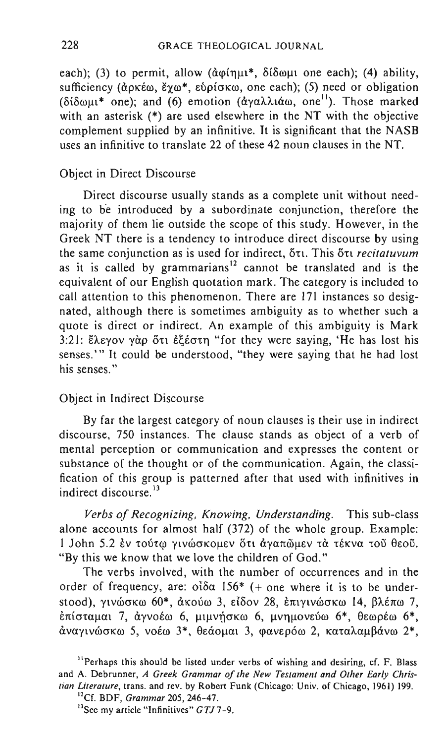each); (3) to permit, allow (ἀφίημι*, δίδωμι one each); (4) ability, sufficiency (ἀρκέω, ἔχω*, εὑρίσκω, one each); (5) need or obligation (δίδωμι* one); and (6) emotion (ἀγαλλιάω, one[11]). Those marked with an asterisk (*) are used elsewhere in the NT with the objective complement supplied by an infinitive. It is significant that the NASB uses an infinitive to translate 22 of these 42 noun clauses in the NT.

### Object in Direct Discourse

Direct discourse usually stands as a complete unit without needing to be introduced by a subordinate conjunction, therefore the majority of them lie outside the scope of this study. However, in the Greek NT there is a tendency to introduce direct discourse by using the same conjunction as is used for indirect, ὅτι. This ὅτι *recitatuvum* as it is called by grammarians[12] cannot be translated and is the equivalent of our English quotation mark. The category is included to call attention to this phenomenon. There are 171 instances so designated, although there is sometimes ambiguity as to whether such a quote is direct or indirect. An example of this ambiguity is Mark 3:21: ἔλεγον γὰρ ὅτι ἐξέστη "for they were saying, 'He has lost his senses.'" It could be understood, "they were saying that he had lost his senses."

### Object in Indirect Discourse

By far the largest category of noun clauses is their use in indirect discourse, 750 instances. The clause stands as object of a verb of mental perception or communication and expresses the content or substance of the thought or of the communication. Again, the classification of this group is patterned after that used with infinitives in indirect discourse.[13]

*Verbs of Recognizing, Knowing, Understanding.* This sub-class alone accounts for almost half (372) of the whole group. Example: 1 John 5.2 ἐν τούτῳ γινώσκομεν ὅτι ἀγαπῶμεν τὰ τέκνα τοῦ θεοῦ. "By this we know that we love the children of God."

The verbs involved, with the number of occurrences and in the order of frequency, are: οἶδα 156* (+ one where it is to be understood), γινώσκω 60*, ἀκούω 3, εἶδον 28, ἐπιγινώσκω 14, βλέπω 7, ἐπίσταμαι 7, ἀγνοέω 6, μιμνήσκω 6, μνημονεύω 6*, θεωρέω 6*, ἀναγινώσκω 5, νοέω 3*, θεάομαι 3, φανερόω 2, καταλαμβάνω 2*,

[11]Perhaps this should be listed under verbs of wishing and desiring, cf. F. Blass and A. Debrunner, *A Greek Grammar of the New Testament and Other Early Christian Literature*, trans. and rev. by Robert Funk (Chicago: Univ. of Chicago, 1961) 199.

[12]Cf. BDF, *Grammar* 205, 246-47.

[13]See my article "Infinitives" *GTJ* 7-9.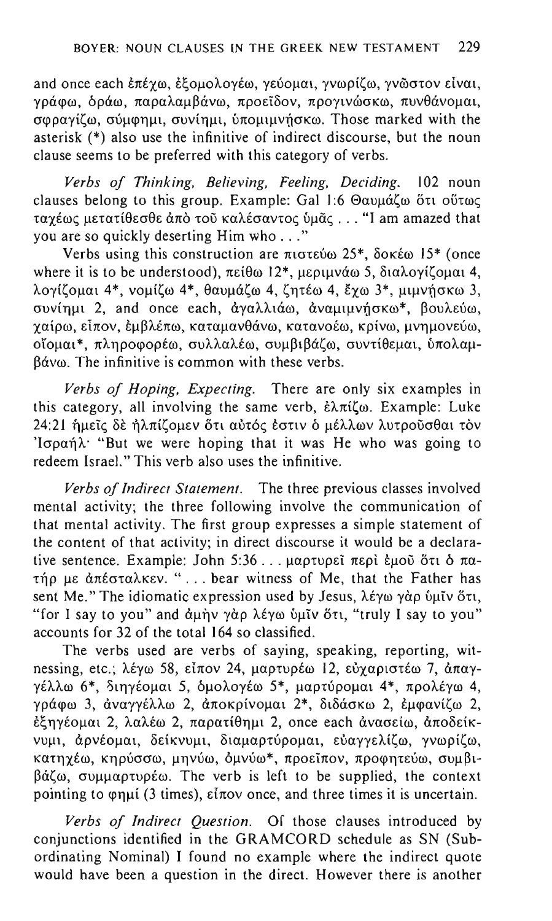and once each ἐπέχω, ἐξομολογέω, γεύομαι, γνωρίζω, γνῶστον εἶναι, γράφω, ὁράω, παραλαμβάνω, προεῖδον, προγινώσκω, πυνθάνομαι, σφραγίζω, σύμφημι, συνίημι, ὑπομιμνήσκω. Those marked with the asterisk (*) also use the infinitive of indirect discourse, but the noun clause seems to be preferred with this category of verbs.

*Verbs of Thinking, Believing, Feeling, Deciding.* 102 noun clauses belong to this group. Example: Gal 1:6 Θαυμάζω ὅτι οὕτως ταχέως μετατίθεσθε ἀπὸ τοῦ καλέσαντος ὑμᾶς . . . "I am amazed that you are so quickly deserting Him who . . ."

Verbs using this construction are πιστεύω 25*, δοκέω 15* (once where it is to be understood), πείθω 12*, μεριμνάω 5, διαλογίζομαι 4, λογίζομαι 4*, νομίζω 4*, θαυμάζω 4, ζητέω 4, ἔχω 3*, μιμνήσκω 3, συνίημι 2, and once each, ἀγαλλιάω, ἀναμιμνήσκω*, βουλεύω, χαίρω, εἶπον, ἐμβλέπω, καταμανθάνω, κατανοέω, κρίνω, μνημονεύω, οἴομαι*, πληροφορέω, συλλαλέω, συμβιβάζω, συντίθεμαι, ὑπολαμβάνω. The infinitive is common with these verbs.

*Verbs of Hoping, Expecting.* There are only six examples in this category, all involving the same verb, ἐλπίζω. Example: Luke 24:21 ἡμεῖς δὲ ἠλπίζομεν ὅτι αὐτός ἐστιν ὁ μέλλων λυτροῦσθαι τὸν Ἰσραήλ· "But we were hoping that it was He who was going to redeem Israel." This verb also uses the infinitive.

*Verbs of Indirect Statement.* The three previous classes involved mental activity; the three following involve the communication of that mental activity. The first group expresses a simple statement of the content of that activity; in direct discourse it would be a declarative sentence. Example: John 5:36 . . . μαρτυρεῖ περὶ ἐμοῦ ὅτι ὁ πατήρ με ἀπέσταλκεν. " . . . bear witness of Me, that the Father has sent Me." The idiomatic expression used by Jesus, λέγω γὰρ ὑμῖν ὅτι, "for I say to you" and ἀμὴν γὰρ λέγω ὑμῖν ὅτι, "truly I say to you" accounts for 32 of the total 164 so classified.

The verbs used are verbs of saying, speaking, reporting, witnessing, etc.; λέγω 58, εἶπον 24, μαρτυρέω 12, εὐχαριστέω 7, ἀπαγγέλλω 6*, διηγέομαι 5, ὁμολογέω 5*, μαρτύρομαι 4*, προλέγω 4, γράφω 3, ἀναγγέλλω 2, ἀποκρίνομαι 2*, διδάσκω 2, ἐμφανίζω 2, ἐξηγέομαι 2, λαλέω 2, παρατίθημι 2, once each ἀνασείω, ἀποδείκνυμι, ἀρνέομαι, δείκνυμι, διαμαρτύρομαι, εὐαγγελίζω, γνωρίζω, κατηχέω, κηρύσσω, μηνύω, ὀμνύω*, προεῖπον, προφητεύω, συμβιβάζω, συμμαρτυρέω. The verb is left to be supplied, the context pointing to φημί (3 times), εἶπον once, and three times it is uncertain.

*Verbs of Indirect Question.* Of those clauses introduced by conjunctions identified in the GRAMCORD schedule as SN (Subordinating Nominal) I found no example where the indirect quote would have been a question in the direct. However there is another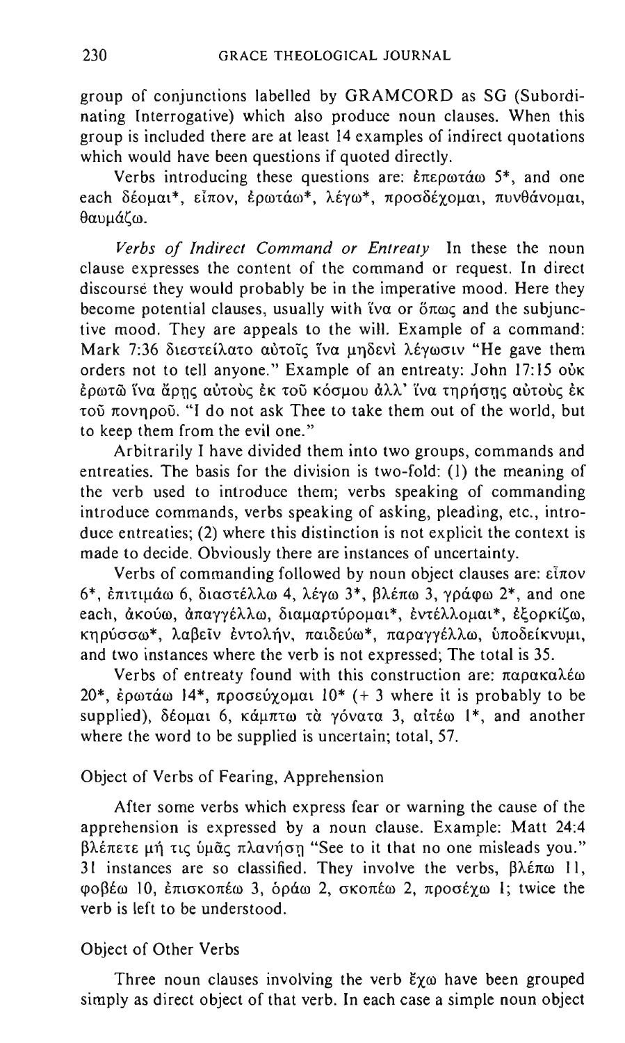group of conjunctions labelled by GRAMCORD as SG (Subordinating Interrogative) which also produce noun clauses. When this group is included there are at least 14 examples of indirect quotations which would have been questions if quoted directly.

Verbs introducing these questions are: ἐπερωτάω 5*, and one each δέομαι*, εἶπον, ἐρωτάω*, λέγω*, προσδέχομαι, πυνθάνομαι, θαυμάζω.

*Verbs of Indirect Command or Entreaty* In these the noun clause expresses the content of the command or request. In direct discourse they would probably be in the imperative mood. Here they become potential clauses, usually with ἵνα or ὅπως and the subjunctive mood. They are appeals to the will. Example of a command: Mark 7:36 διεστείλατο αὐτοῖς ἵνα μηδενὶ λέγωσιν "He gave them orders not to tell anyone." Example of an entreaty: John 17:15 οὐκ ἐρωτῶ ἵνα ἄρῃς αὐτοὺς ἐκ τοῦ κόσμου ἀλλ' ἵνα τηρήσῃς αὐτοὺς ἐκ τοῦ πονηροῦ. "I do not ask Thee to take them out of the world, but to keep them from the evil one."

Arbitrarily I have divided them into two groups, commands and entreaties. The basis for the division is two-fold: (1) the meaning of the verb used to introduce them; verbs speaking of commanding introduce commands, verbs speaking of asking, pleading, etc., introduce entreaties; (2) where this distinction is not explicit the context is made to decide. Obviously there are instances of uncertainty.

Verbs of commanding followed by noun object clauses are: εἶπον 6*, ἐπιτιμάω 6, διαστέλλω 4, λέγω 3*, βλέπω 3, γράφω 2*, and one each, ἀκούω, ἀπαγγέλλω, διαμαρτύρομαι*, ἐντέλλομαι*, ἐξορκίζω, κηρύσσω*, λαβεῖν ἐντολήν, παιδεύω*, παραγγέλλω, ὑποδείκνυμι, and two instances where the verb is not expressed; The total is 35.

Verbs of entreaty found with this construction are: παρακαλέω 20*, ἐρωτάω 14*, προσεύχομαι 10* (+ 3 where it is probably to be supplied), δέομαι 6, κάμπτω τὰ γόνατα 3, αἰτέω 1*, and another where the word to be supplied is uncertain; total, 57.

## Object of Verbs of Fearing, Apprehension

After some verbs which express fear or warning the cause of the apprehension is expressed by a noun clause. Example: Matt 24:4 βλέπετε μή τις ὑμᾶς πλανήσῃ "See to it that no one misleads you." 31 instances are so classified. They involve the verbs, βλέπω 11, φοβέω 10, ἐπισκοπέω 3, ὁράω 2, σκοπέω 2, προσέχω 1; twice the verb is left to be understood.

## Object of Other Verbs

Three noun clauses involving the verb ἔχω have been grouped simply as direct object of that verb. In each case a simple noun object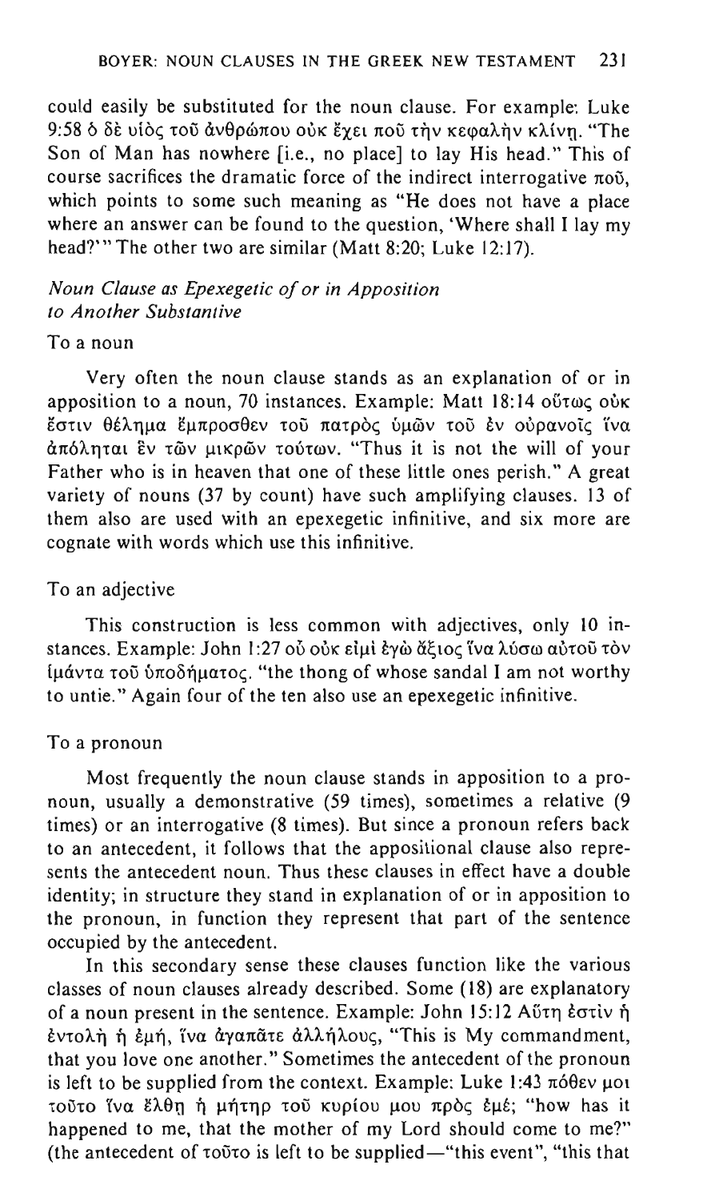could easily be substituted for the noun clause. For example: Luke 9:58 ὁ δὲ υἱὸς τοῦ ἀνθρώπου οὐκ ἔχει ποῦ τὴν κεφαλὴν κλίνῃ. "The Son of Man has nowhere [i.e., no place] to lay His head." This of course sacrifices the dramatic force of the indirect interrogative ποῦ, which points to some such meaning as "He does not have a place where an answer can be found to the question, 'Where shall I lay my head?'" The other two are similar (Matt 8:20; Luke 12:17).

### *Noun Clause as Epexegetic of or in Apposition to Another Substantive*

#### To a noun

Very often the noun clause stands as an explanation of or in apposition to a noun, 70 instances. Example: Matt 18:14 οὕτως οὐκ ἔστιν θέλημα ἔμπροσθεν τοῦ πατρὸς ὑμῶν τοῦ ἐν οὐρανοῖς ἵνα ἀπόληται ἓν τῶν μικρῶν τούτων. "Thus it is not the will of your Father who is in heaven that one of these little ones perish." A great variety of nouns (37 by count) have such amplifying clauses. 13 of them also are used with an epexegetic infinitive, and six more are cognate with words which use this infinitive.

#### To an adjective

This construction is less common with adjectives, only 10 instances. Example: John 1:27 οὗ οὐκ εἰμὶ ἐγὼ ἄξιος ἵνα λύσω αὐτοῦ τὸν ἱμάντα τοῦ ὑποδήματος. "the thong of whose sandal I am not worthy to untie." Again four of the ten also use an epexegetic infinitive.

#### To a pronoun

Most frequently the noun clause stands in apposition to a pronoun, usually a demonstrative (59 times), sometimes a relative (9 times) or an interrogative (8 times). But since a pronoun refers back to an antecedent, it follows that the appositional clause also represents the antecedent noun. Thus these clauses in effect have a double identity; in structure they stand in explanation of or in apposition to the pronoun, in function they represent that part of the sentence occupied by the antecedent.

In this secondary sense these clauses function like the various classes of noun clauses already described. Some (18) are explanatory of a noun present in the sentence. Example: John 15:12 Αὕτη ἐστὶν ἡ ἐντολὴ ἡ ἐμή, ἵνα ἀγαπᾶτε ἀλλήλους, "This is My commandment, that you love one another." Sometimes the antecedent of the pronoun is left to be supplied from the context. Example: Luke 1:43 πόθεν μοι τοῦτο ἵνα ἔλθῃ ἡ μήτηρ τοῦ κυρίου μου πρὸς ἐμέ; "how has it happened to me, that the mother of my Lord should come to me?" (the antecedent of τοῦτο is left to be supplied—"this event", "this that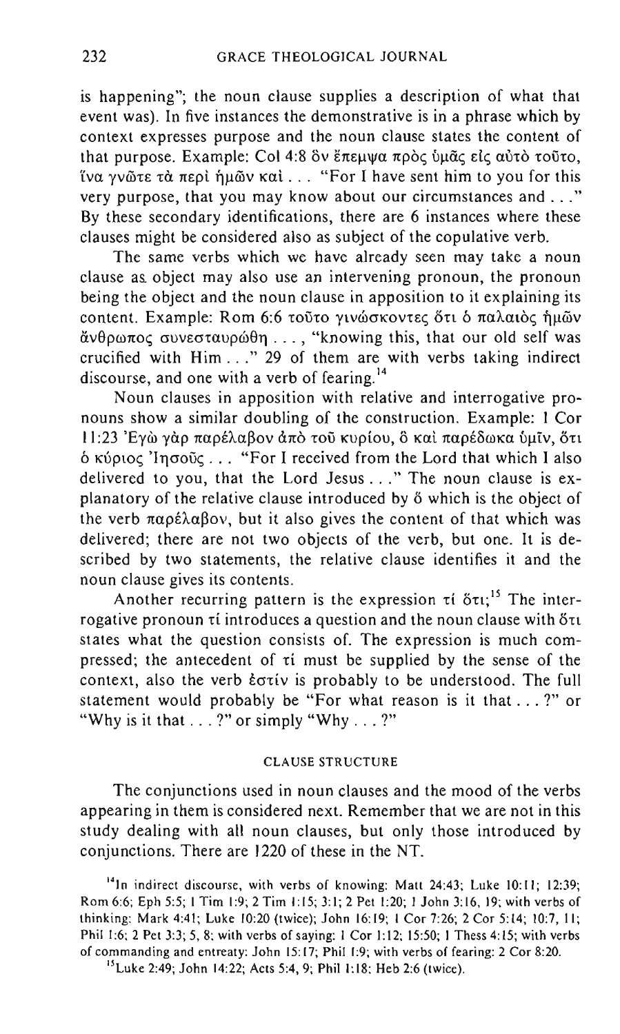is happening"; the noun clause supplies a description of what that event was). In five instances the demonstrative is in a phrase which by context expresses purpose and the noun clause states the content of that purpose. Example: Col 4:8 ὃν ἔπεμψα πρὸς ὑμᾶς εἰς αὐτὸ τοῦτο, ἵνα γνῶτε τὰ περὶ ἡμῶν καὶ . . . "For I have sent him to you for this very purpose, that you may know about our circumstances and . . ." By these secondary identifications, there are 6 instances where these clauses might be considered also as subject of the copulative verb.

The same verbs which we have already seen may take a noun clause as object may also use an intervening pronoun, the pronoun being the object and the noun clause in apposition to it explaining its content. Example: Rom 6:6 τοῦτο γινώσκοντες ὅτι ὁ παλαιὸς ἡμῶν ἄνθρωπος συνεσταυρώθη . . . , "knowing this, that our old self was crucified with Him . . ." 29 of them are with verbs taking indirect discourse, and one with a verb of fearing.[14]

Noun clauses in apposition with relative and interrogative pronouns show a similar doubling of the construction. Example: 1 Cor 11:23 Ἐγὼ γὰρ παρέλαβον ἀπὸ τοῦ κυρίου, ὃ καὶ παρέδωκα ὑμῖν, ὅτι ὁ κύριος Ἰησοῦς . . . "For I received from the Lord that which I also delivered to you, that the Lord Jesus . . ." The noun clause is explanatory of the relative clause introduced by ὅ which is the object of the verb παρέλαβον, but it also gives the content of that which was delivered; there are not two objects of the verb, but one. It is described by two statements, the relative clause identifies it and the noun clause gives its contents.

Another recurring pattern is the expression τί ὅτι;[15] The interrogative pronoun τί introduces a question and the noun clause with ὅτι states what the question consists of. The expression is much compressed; the antecedent of τί must be supplied by the sense of the context, also the verb ἐστίν is probably to be understood. The full statement would probably be "For what reason is it that . . . ?" or "Why is it that . . . ?" or simply "Why . . . ?"

## CLAUSE STRUCTURE

The conjunctions used in noun clauses and the mood of the verbs appearing in them is considered next. Remember that we are not in this study dealing with all noun clauses, but only those introduced by conjunctions. There are 1220 of these in the NT.

[14]In indirect discourse, with verbs of knowing: Matt 24:43; Luke 10:11; 12:39; Rom 6:6; Eph 5:5; 1 Tim 1:9; 2 Tim 1:15; 3:1; 2 Pet 1:20; 1 John 3:16, 19; with verbs of thinking: Mark 4:41; Luke 10:20 (twice); John 16:19; 1 Cor 7:26; 2 Cor 5:14; 10:7, 11; Phil 1:6; 2 Pet 3:3; 5, 8; with verbs of saying: 1 Cor 1:12; 15:50; 1 Thess 4:15; with verbs of commanding and entreaty: John 15:17; Phil 1:9; with verbs of fearing: 2 Cor 8:20.

[15]Luke 2:49; John 14:22; Acts 5:4, 9; Phil 1:18; Heb 2:6 (twice).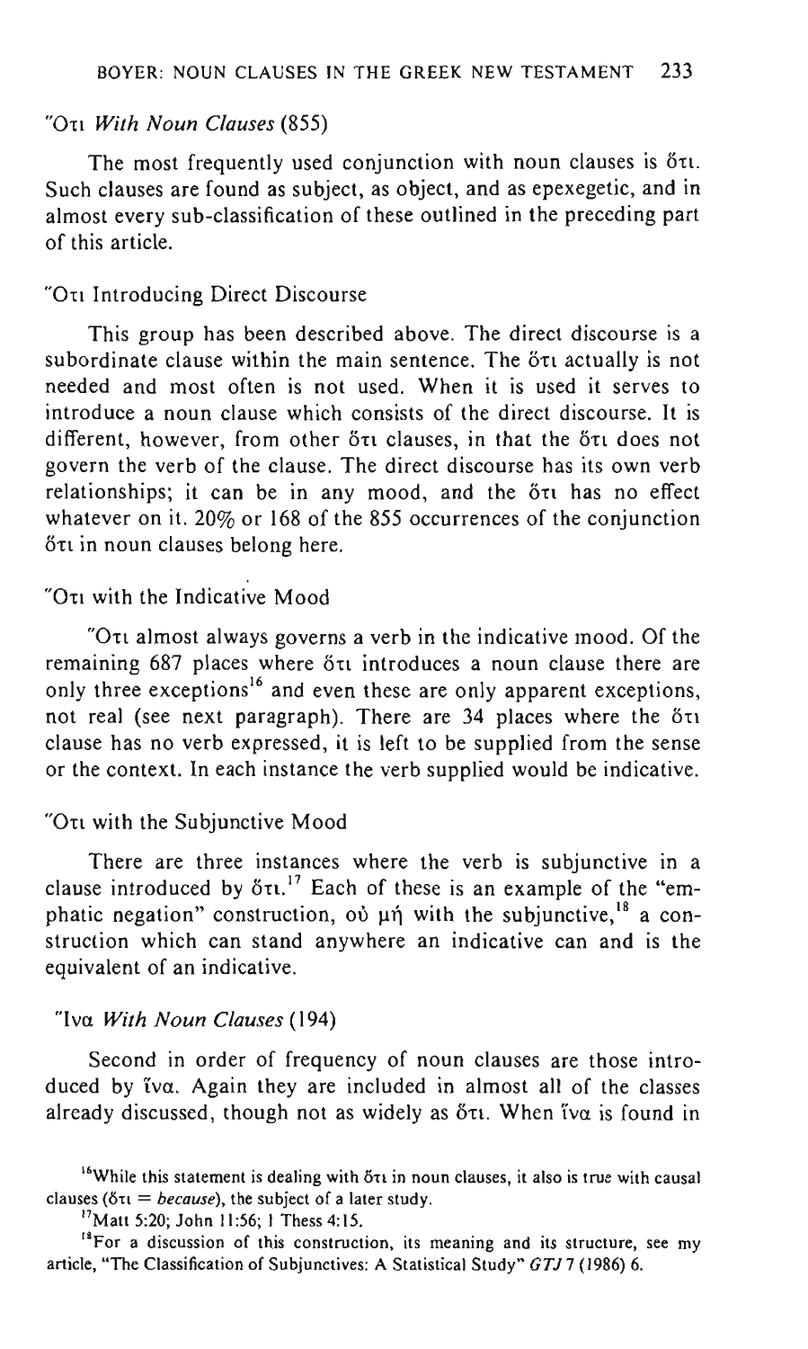### Ὅτι *With Noun Clauses* (855)

The most frequently used conjunction with noun clauses is ὅτι. Such clauses are found as subject, as object, and as epexegetic, and in almost every sub-classification of these outlined in the preceding part of this article.

#### Ὅτι Introducing Direct Discourse

This group has been described above. The direct discourse is a subordinate clause within the main sentence. The ὅτι actually is not needed and most often is not used. When it is used it serves to introduce a noun clause which consists of the direct discourse. It is different, however, from other ὅτι clauses, in that the ὅτι does not govern the verb of the clause. The direct discourse has its own verb relationships; it can be in any mood, and the ὅτι has no effect whatever on it. 20% or 168 of the 855 occurrences of the conjunction ὅτι in noun clauses belong here.

#### Ὅτι with the Indicative Mood

Ὅτι almost always governs a verb in the indicative mood. Of the remaining 687 places where ὅτι introduces a noun clause there are only three exceptions[16] and even these are only apparent exceptions, not real (see next paragraph). There are 34 places where the ὅτι clause has no verb expressed, it is left to be supplied from the sense or the context. In each instance the verb supplied would be indicative.

#### Ὅτι with the Subjunctive Mood

There are three instances where the verb is subjunctive in a clause introduced by ὅτι.[17] Each of these is an example of the "emphatic negation" construction, οὐ μή with the subjunctive,[18] a construction which can stand anywhere an indicative can and is the equivalent of an indicative.

### Ἵνα *With Noun Clauses* (194)

Second in order of frequency of noun clauses are those introduced by ἵνα. Again they are included in almost all of the classes already discussed, though not as widely as ὅτι. When ἵνα is found in

---

[16] While this statement is dealing with ὅτι in noun clauses, it also is true with causal clauses (ὅτι = *because*), the subject of a later study.

[17] Matt 5:20; John 11:56; 1 Thess 4:15.

[18] For a discussion of this construction, its meaning and its structure, see my article, "The Classification of Subjunctives: A Statistical Study" *GTJ* 7 (1986) 6.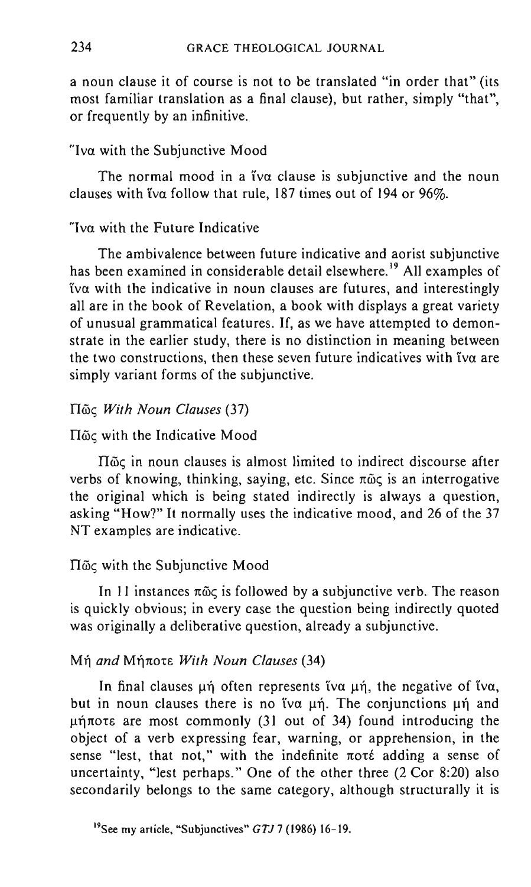a noun clause it of course is not to be translated "in order that" (its most familiar translation as a final clause), but rather, simply "that", or frequently by an infinitive.

### Ἵνα with the Subjunctive Mood

The normal mood in a ἵνα clause is subjunctive and the noun clauses with ἵνα follow that rule, 187 times out of 194 or 96%.

### Ἵνα with the Future Indicative

The ambivalence between future indicative and aorist subjunctive has been examined in considerable detail elsewhere.[19] All examples of ἵνα with the indicative in noun clauses are futures, and interestingly all are in the book of Revelation, a book with displays a great variety of unusual grammatical features. If, as we have attempted to demonstrate in the earlier study, there is no distinction in meaning between the two constructions, then these seven future indicatives with ἵνα are simply variant forms of the subjunctive.

## Πῶς *With Noun Clauses* (37)

### Πῶς with the Indicative Mood

Πῶς in noun clauses is almost limited to indirect discourse after verbs of knowing, thinking, saying, etc. Since πῶς is an interrogative the original which is being stated indirectly is always a question, asking "How?" It normally uses the indicative mood, and 26 of the 37 NT examples are indicative.

### Πῶς with the Subjunctive Mood

In 11 instances πῶς is followed by a subjunctive verb. The reason is quickly obvious; in every case the question being indirectly quoted was originally a deliberative question, already a subjunctive.

## Μή *and* Μήποτε *With Noun Clauses* (34)

In final clauses μή often represents ἵνα μή, the negative of ἵνα, but in noun clauses there is no ἵνα μή. The conjunctions μή and μήποτε are most commonly (31 out of 34) found introducing the object of a verb expressing fear, warning, or apprehension, in the sense "lest, that not," with the indefinite ποτέ adding a sense of uncertainty, "lest perhaps." One of the other three (2 Cor 8:20) also secondarily belongs to the same category, although structurally it is

[19] See my article, "Subjunctives" *GTJ* 7 (1986) 16-19.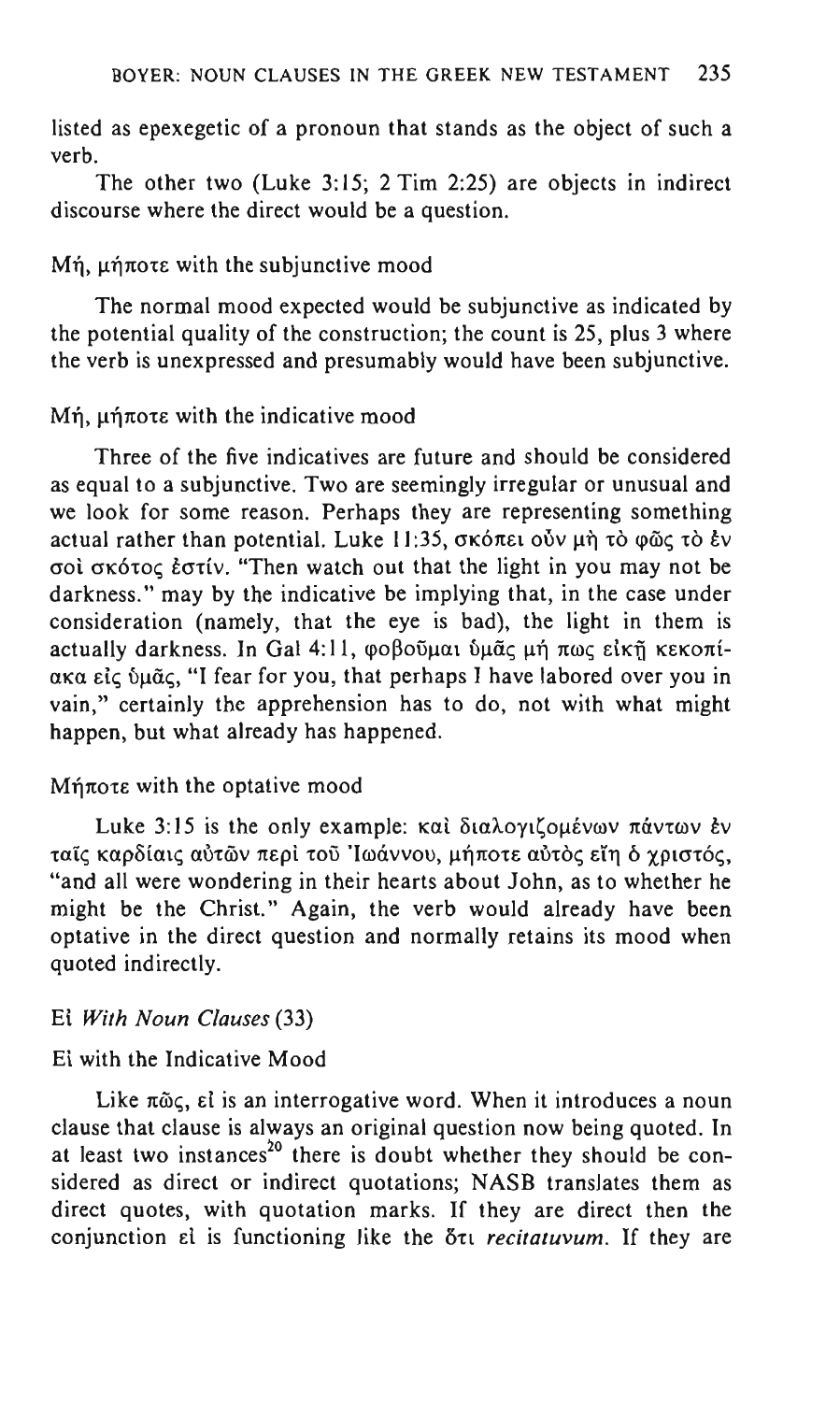listed as epexegetic of a pronoun that stands as the object of such a verb.

The other two (Luke 3:15; 2 Tim 2:25) are objects in indirect discourse where the direct would be a question.

### Μή, μήποτε with the subjunctive mood

The normal mood expected would be subjunctive as indicated by the potential quality of the construction; the count is 25, plus 3 where the verb is unexpressed and presumably would have been subjunctive.

### Μή, μήποτε with the indicative mood

Three of the five indicatives are future and should be considered as equal to a subjunctive. Two are seemingly irregular or unusual and we look for some reason. Perhaps they are representing something actual rather than potential. Luke 11:35, σκόπει οὖν μὴ τὸ φῶς τὸ ἐν σοὶ σκότος ἐστίν. "Then watch out that the light in you may not be darkness." may by the indicative be implying that, in the case under consideration (namely, that the eye is bad), the light in them is actually darkness. In Gal 4:11, φοβοῦμαι ὑμᾶς μή πως εἰκῇ κεκοπίακα εἰς ὑμᾶς, "I fear for you, that perhaps I have labored over you in vain," certainly the apprehension has to do, not with what might happen, but what already has happened.

### Μήποτε with the optative mood

Luke 3:15 is the only example: καὶ διαλογιζομένων πάντων ἐν ταῖς καρδίαις αὐτῶν περὶ τοῦ Ἰωάννου, μήποτε αὐτὸς εἴη ὁ χριστός, "and all were wondering in their hearts about John, as to whether he might be the Christ." Again, the verb would already have been optative in the direct question and normally retains its mood when quoted indirectly.

## Εἰ *With Noun Clauses* (33)

### Εἰ with the Indicative Mood

Like πῶς, εἰ is an interrogative word. When it introduces a noun clause that clause is always an original question now being quoted. In at least two instances[20] there is doubt whether they should be considered as direct or indirect quotations; NASB translates them as direct quotes, with quotation marks. If they are direct then the conjunction εἰ is functioning like the ὅτι *recitatuvum*. If they are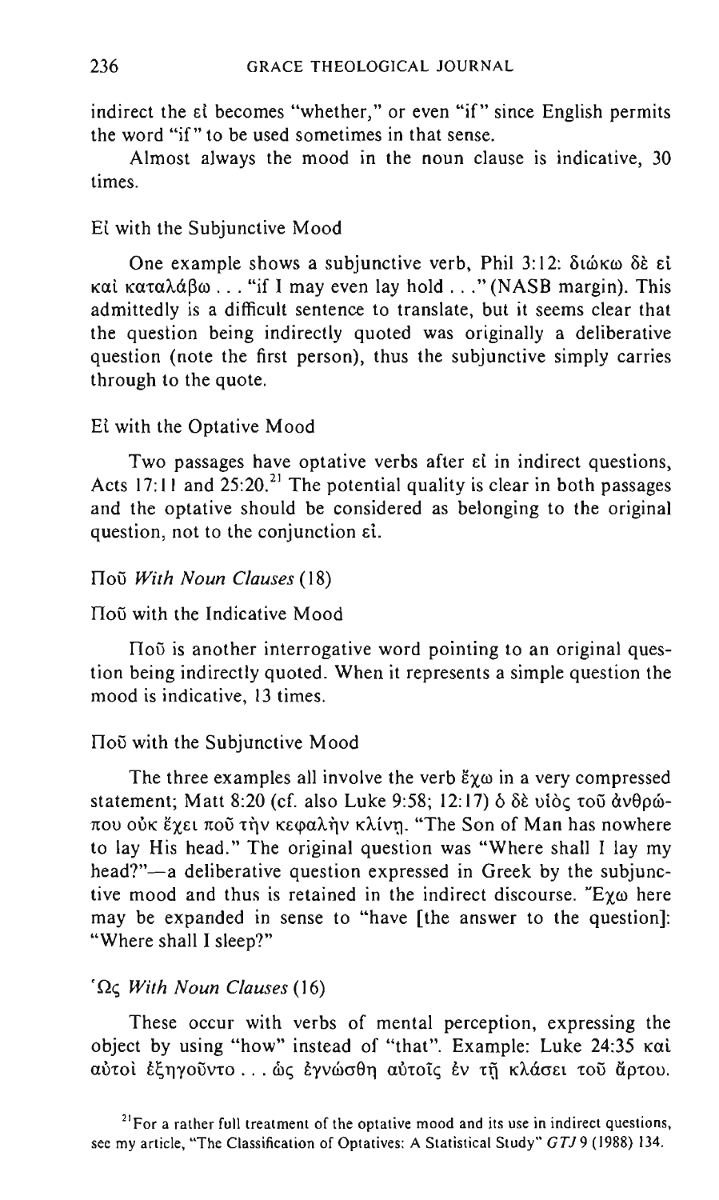indirect the εἰ becomes "whether," or even "if" since English permits the word "if" to be used sometimes in that sense.

Almost always the mood in the noun clause is indicative, 30 times.

#### Εἰ with the Subjunctive Mood

One example shows a subjunctive verb, Phil 3:12: διώκω δὲ εἰ καὶ καταλάβω . . . "if I may even lay hold . . ." (NASB margin). This admittedly is a difficult sentence to translate, but it seems clear that the question being indirectly quoted was originally a deliberative question (note the first person), thus the subjunctive simply carries through to the quote.

#### Εἰ with the Optative Mood

Two passages have optative verbs after εἰ in indirect questions, Acts 17:11 and 25:20.[21] The potential quality is clear in both passages and the optative should be considered as belonging to the original question, not to the conjunction εἰ.

### *Ποῦ With Noun Clauses* (18)

#### Ποῦ with the Indicative Mood

Ποῦ is another interrogative word pointing to an original question being indirectly quoted. When it represents a simple question the mood is indicative, 13 times.

#### Ποῦ with the Subjunctive Mood

The three examples all involve the verb ἔχω in a very compressed statement; Matt 8:20 (cf. also Luke 9:58; 12:17) ὁ δὲ υἱὸς τοῦ ἀνθρώπου οὐκ ἔχει ποῦ τὴν κεφαλὴν κλίνῃ. "The Son of Man has nowhere to lay His head." The original question was "Where shall I lay my head?"—a deliberative question expressed in Greek by the subjunctive mood and thus is retained in the indirect discourse. Ἔχω here may be expanded in sense to "have [the answer to the question]: "Where shall I sleep?"

### *Ὡς With Noun Clauses* (16)

These occur with verbs of mental perception, expressing the object by using "how" instead of "that". Example: Luke 24:35 καὶ αὐτοὶ ἐξηγοῦντο . . . ὡς ἐγνώσθη αὐτοῖς ἐν τῇ κλάσει τοῦ ἄρτου.

[21] For a rather full treatment of the optative mood and its use in indirect questions, see my article, "The Classification of Optatives: A Statistical Study" *GTJ* 9 (1988) 134.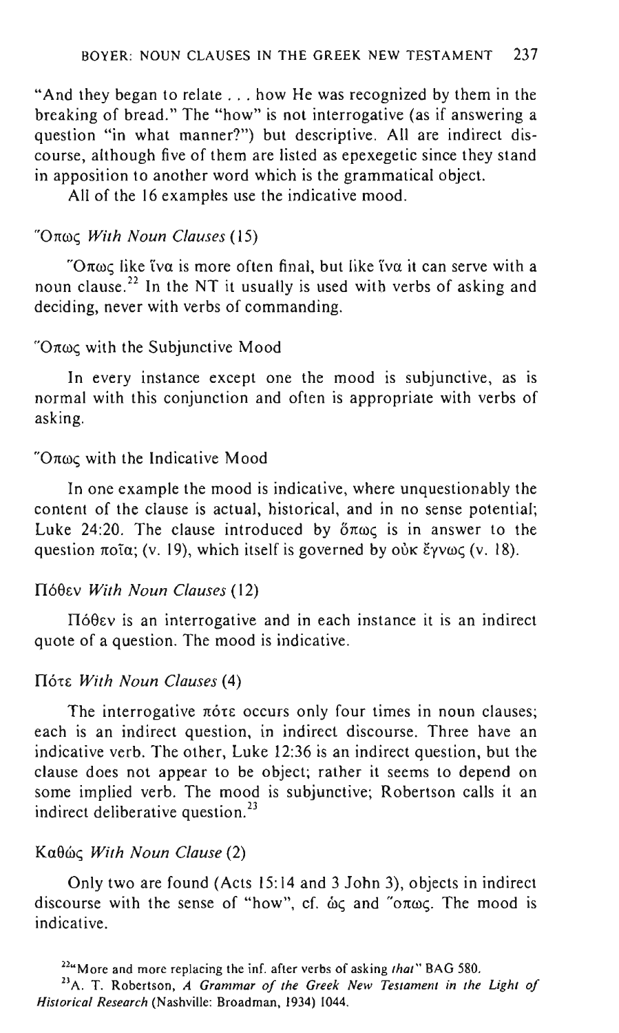"And they began to relate . . . how He was recognized by them in the breaking of bread." The "how" is not interrogative (as if answering a question "in what manner?") but descriptive. All are indirect discourse, although five of them are listed as epexegetic since they stand in apposition to another word which is the grammatical object.

All of the 16 examples use the indicative mood.

### Ὅπως *With Noun Clauses* (15)

Ὅπως like ἵνα is more often final, but like ἵνα it can serve with a noun clause.[22] In the NT it usually is used with verbs of asking and deciding, never with verbs of commanding.

#### Ὅπως with the Subjunctive Mood

In every instance except one the mood is subjunctive, as is normal with this conjunction and often is appropriate with verbs of asking.

#### Ὅπως with the Indicative Mood

In one example the mood is indicative, where unquestionably the content of the clause is actual, historical, and in no sense potential; Luke 24:20. The clause introduced by ὅπως is in answer to the question ποῖα; (v. 19), which itself is governed by οὐκ ἔγνως (v. 18).

### Πόθεν *With Noun Clauses* (12)

Πόθεν is an interrogative and in each instance it is an indirect quote of a question. The mood is indicative.

### Πότε *With Noun Clauses* (4)

The interrogative πότε occurs only four times in noun clauses; each is an indirect question, in indirect discourse. Three have an indicative verb. The other, Luke 12:36 is an indirect question, but the clause does not appear to be object; rather it seems to depend on some implied verb. The mood is subjunctive; Robertson calls it an indirect deliberative question.[23]

### Καθώς *With Noun Clause* (2)

Only two are found (Acts 15:14 and 3 John 3), objects in indirect discourse with the sense of "how", cf. ὡς and ὅπως. The mood is indicative.

---

[22] "More and more replacing the inf. after verbs of asking *that*" BAG 580.

[23] A. T. Robertson, *A Grammar of the Greek New Testament in the Light of Historical Research* (Nashville: Broadman, 1934) 1044.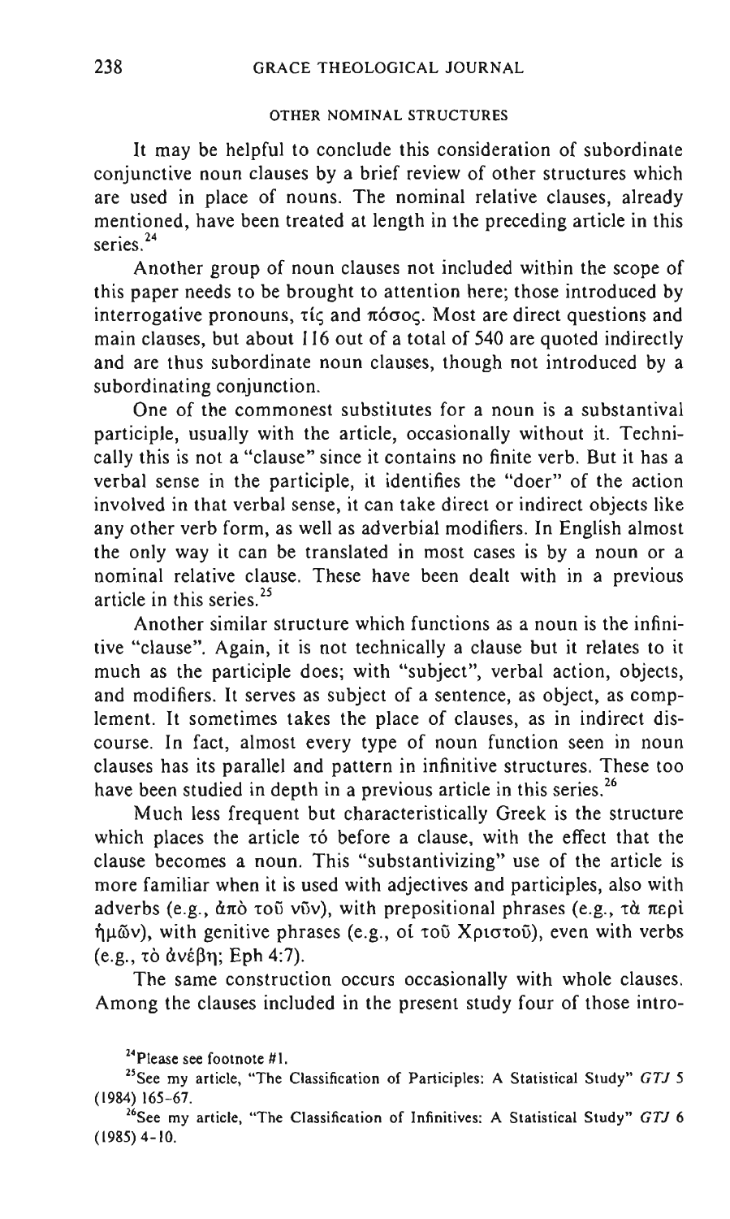### OTHER NOMINAL STRUCTURES

It may be helpful to conclude this consideration of subordinate conjunctive noun clauses by a brief review of other structures which are used in place of nouns. The nominal relative clauses, already mentioned, have been treated at length in the preceding article in this series.[24]

Another group of noun clauses not included within the scope of this paper needs to be brought to attention here; those introduced by interrogative pronouns, τίς and πόσος. Most are direct questions and main clauses, but about 116 out of a total of 540 are quoted indirectly and are thus subordinate noun clauses, though not introduced by a subordinating conjunction.

One of the commonest substitutes for a noun is a substantival participle, usually with the article, occasionally without it. Technically this is not a "clause" since it contains no finite verb. But it has a verbal sense in the participle, it identifies the "doer" of the action involved in that verbal sense, it can take direct or indirect objects like any other verb form, as well as adverbial modifiers. In English almost the only way it can be translated in most cases is by a noun or a nominal relative clause. These have been dealt with in a previous article in this series.[25]

Another similar structure which functions as a noun is the infinitive "clause". Again, it is not technically a clause but it relates to it much as the participle does; with "subject", verbal action, objects, and modifiers. It serves as subject of a sentence, as object, as complement. It sometimes takes the place of clauses, as in indirect discourse. In fact, almost every type of noun function seen in noun clauses has its parallel and pattern in infinitive structures. These too have been studied in depth in a previous article in this series.[26]

Much less frequent but characteristically Greek is the structure which places the article τό before a clause, with the effect that the clause becomes a noun. This "substantivizing" use of the article is more familiar when it is used with adjectives and participles, also with adverbs (e.g., ἀπὸ τοῦ νῦν), with prepositional phrases (e.g., τὰ περὶ ἡμῶν), with genitive phrases (e.g., οἱ τοῦ Χριστοῦ), even with verbs (e.g., τὸ ἀνέβη; Eph 4:7).

The same construction occurs occasionally with whole clauses. Among the clauses included in the present study four of those intro-

[24] Please see footnote #1.

[25] See my article, "The Classification of Participles: A Statistical Study" *GTJ* 5 (1984) 165-67.

[26] See my article, "The Classification of Infinitives: A Statistical Study" *GTJ* 6 (1985) 4-10.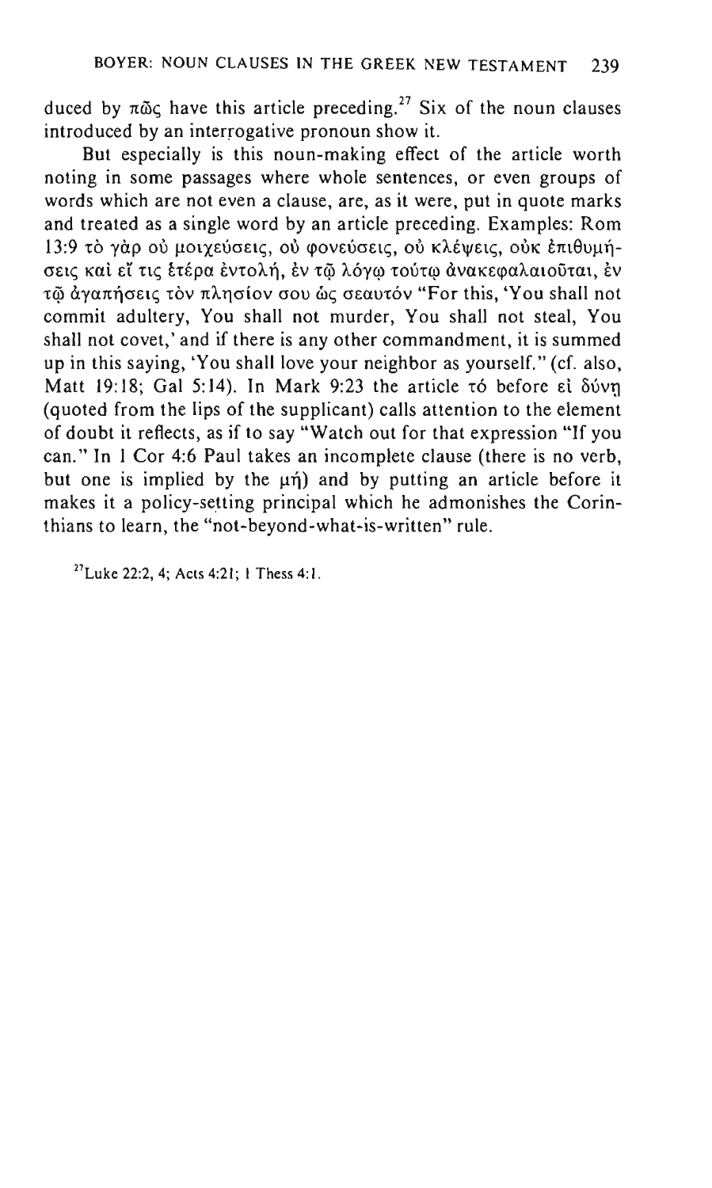duced by πῶς have this article preceding.[27] Six of the noun clauses introduced by an interrogative pronoun show it.

But especially is this noun-making effect of the article worth noting in some passages where whole sentences, or even groups of words which are not even a clause, are, as it were, put in quote marks and treated as a single word by an article preceding. Examples: Rom 13:9 τὸ γὰρ οὐ μοιχεύσεις, οὐ φονεύσεις, οὐ κλέψεις, οὐκ ἐπιθυμήσεις καὶ εἴ τις ἑτέρα ἐντολή, ἐν τῷ λόγῳ τούτῳ ἀνακεφαλαιοῦται, ἐν τῷ ἀγαπήσεις τὸν πλησίον σου ὡς σεαυτόν "For this, 'You shall not commit adultery, You shall not murder, You shall not steal, You shall not covet,' and if there is any other commandment, it is summed up in this saying, 'You shall love your neighbor as yourself." (cf. also, Matt 19:18; Gal 5:14). In Mark 9:23 the article τό before εἰ δύνῃ (quoted from the lips of the supplicant) calls attention to the element of doubt it reflects, as if to say "Watch out for that expression "If you can." In 1 Cor 4:6 Paul takes an incomplete clause (there is no verb, but one is implied by the μή) and by putting an article before it makes it a policy-setting principal which he admonishes the Corinthians to learn, the "not-beyond-what-is-written" rule.

[27] Luke 22:2, 4; Acts 4:21; 1 Thess 4:1.